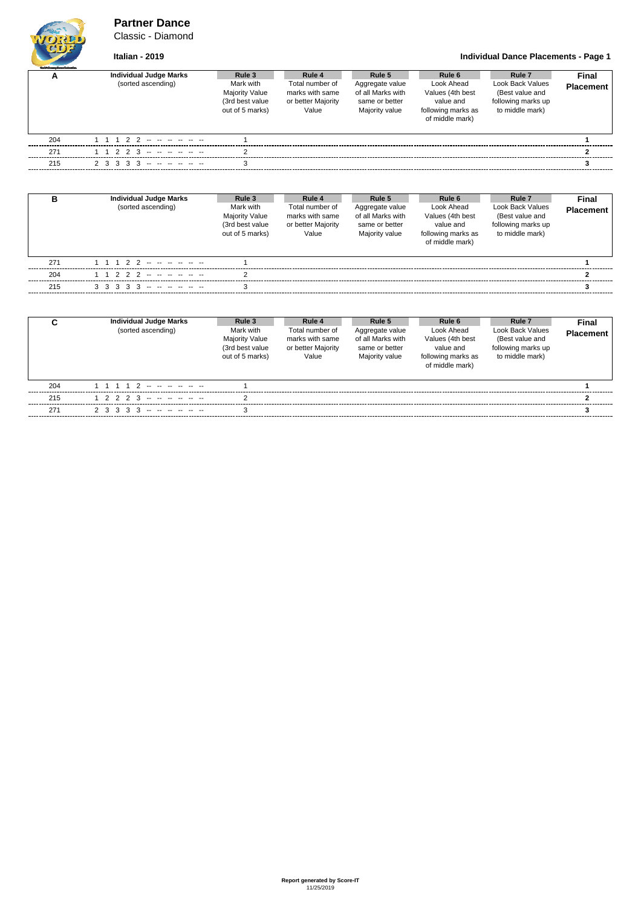# Partner Dance

Classic - Diamond

**Italian - 2019**

**Individual Dance Placements - Page 1**

| A | Individual Judge Marks (sorted ascending) | Rule 3 Mark with Majority Value (3rd best value out of 5 marks) | Rule 4 Total number of marks with same or better Majority Value | Rule 5 Aggregate value of all Marks with same or better Majority value | Rule 6 Look Ahead Values (4th best value and following marks as of middle mark) | Rule 7 Look Back Values (Best value and following marks up to middle mark) | Final Placement |
|---|---|---|---|---|---|---|---|
| 204 | 1 1 1 2 2 -- -- -- -- -- -- | 1 | | | | | **1** |
| 271 | 1 1 2 2 3 -- -- -- -- -- -- | 2 | | | | | **2** |
| 215 | 2 3 3 3 3 -- -- -- -- -- -- | 3 | | | | | **3** |

| B | Individual Judge Marks (sorted ascending) | Rule 3 Mark with Majority Value (3rd best value out of 5 marks) | Rule 4 Total number of marks with same or better Majority Value | Rule 5 Aggregate value of all Marks with same or better Majority value | Rule 6 Look Ahead Values (4th best value and following marks as of middle mark) | Rule 7 Look Back Values (Best value and following marks up to middle mark) | Final Placement |
|---|---|---|---|---|---|---|---|
| 271 | 1 1 1 2 2 -- -- -- -- -- -- | 1 | | | | | **1** |
| 204 | 1 1 2 2 2 -- -- -- -- -- -- | 2 | | | | | **2** |
| 215 | 3 3 3 3 3 -- -- -- -- -- -- | 3 | | | | | **3** |

| C | Individual Judge Marks (sorted ascending) | Rule 3 Mark with Majority Value (3rd best value out of 5 marks) | Rule 4 Total number of marks with same or better Majority Value | Rule 5 Aggregate value of all Marks with same or better Majority value | Rule 6 Look Ahead Values (4th best value and following marks as of middle mark) | Rule 7 Look Back Values (Best value and following marks up to middle mark) | Final Placement |
|---|---|---|---|---|---|---|---|
| 204 | 1 1 1 1 2 -- -- -- -- -- -- | 1 | | | | | **1** |
| 215 | 1 2 2 2 3 -- -- -- -- -- -- | 2 | | | | | **2** |
| 271 | 2 3 3 3 3 -- -- -- -- -- -- | 3 | | | | | **3** |

**Report generated by Score-IT**
11/25/2019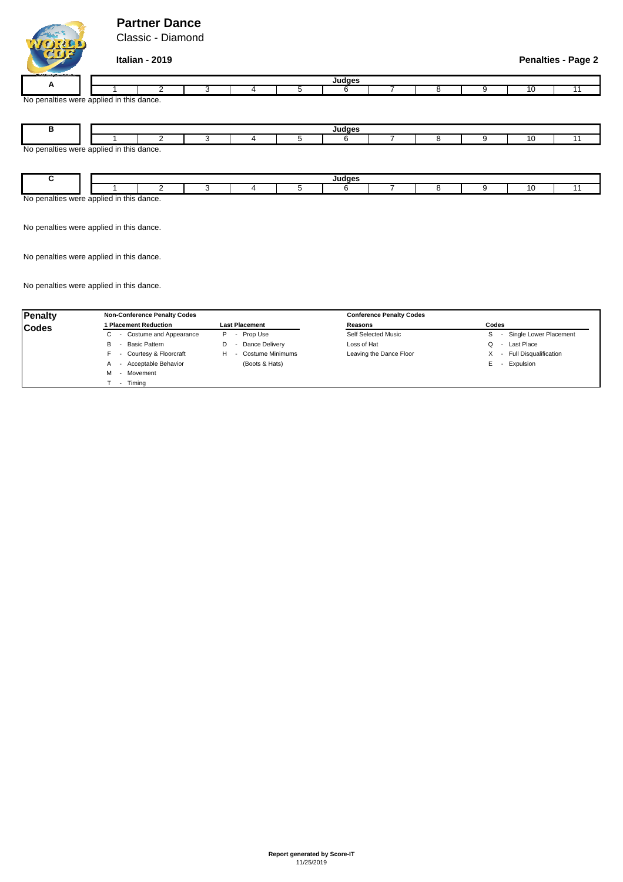# Partner Dance

Classic - Diamond

**Italian - 2019**

**Penalties - Page 2**

| A | Judges | | | | | | | | | | |
|---|---|---|---|---|---|---|---|---|---|---|---|
| | 1 | 2 | 3 | 4 | 5 | 6 | 7 | 8 | 9 | 10 | 11 |

No penalties were applied in this dance.

| B | Judges | | | | | | | | | | |
|---|---|---|---|---|---|---|---|---|---|---|---|
| | 1 | 2 | 3 | 4 | 5 | 6 | 7 | 8 | 9 | 10 | 11 |

No penalties were applied in this dance.

| C | Judges | | | | | | | | | | |
|---|---|---|---|---|---|---|---|---|---|---|---|
| | 1 | 2 | 3 | 4 | 5 | 6 | 7 | 8 | 9 | 10 | 11 |

No penalties were applied in this dance.

No penalties were applied in this dance.

No penalties were applied in this dance.

No penalties were applied in this dance.

**Penalty Codes**

**Non-Conference Penalty Codes**

| 1 Placement Reduction | Last Placement |
|---|---|
| C - Costume and Appearance | P - Prop Use |
| B - Basic Pattern | D - Dance Delivery |
| F - Courtesy & Floorcraft | H - Costume Minimums (Boots & Hats) |
| A - Acceptable Behavior | |
| M - Movement | |
| T - Timing | |

**Conference Penalty Codes**

| Reasons | Codes |
|---|---|
| Self Selected Music | S - Single Lower Placement |
| Loss of Hat | Q - Last Place |
| Leaving the Dance Floor | X - Full Disqualification |
| | E - Expulsion |

**Report generated by Score-IT**
11/25/2019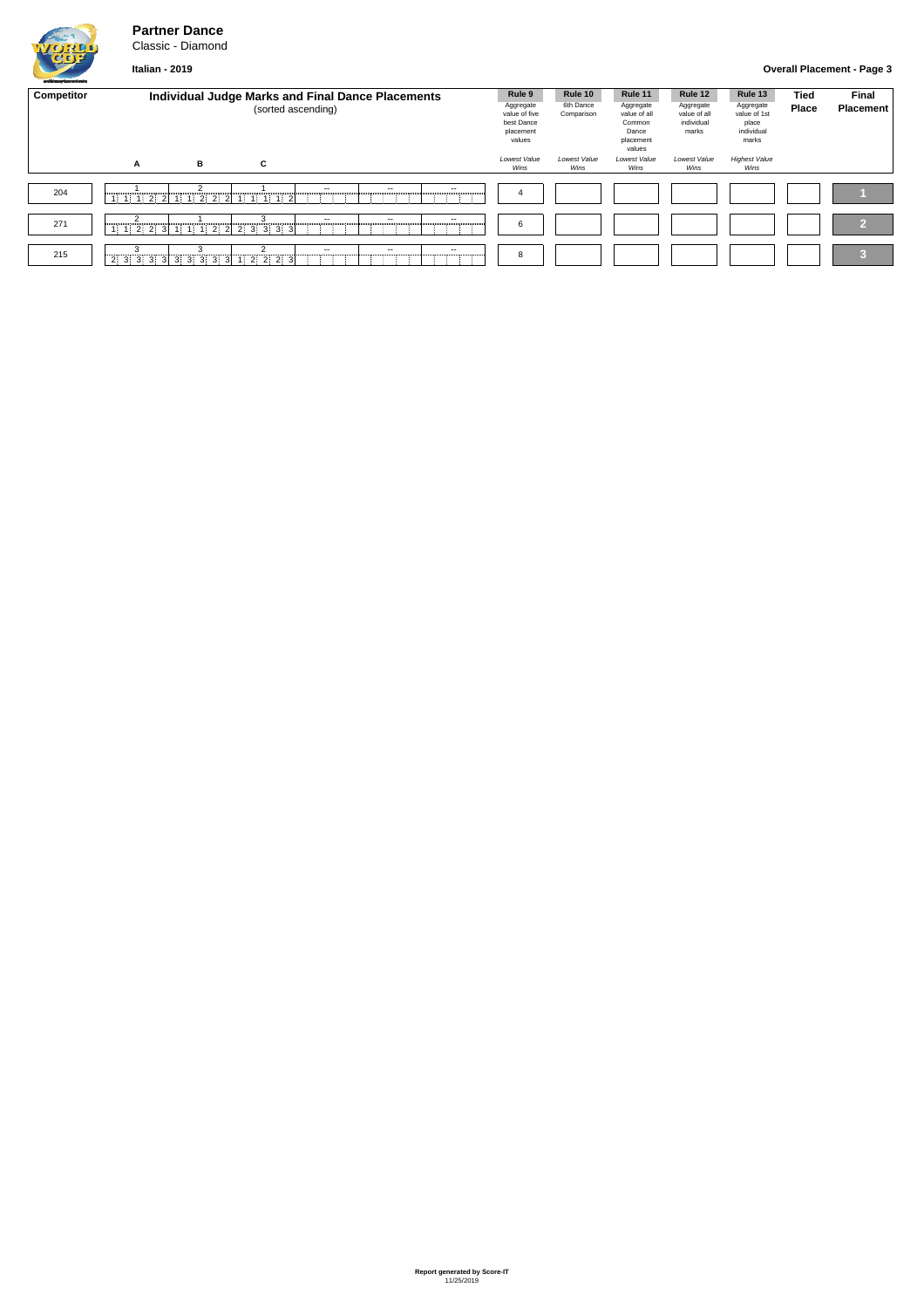**Partner Dance**

Classic - Diamond

**Italian - 2019**

**Overall Placement - Page 3**

| Competitor | Individual Judge Marks and Final Dance Placements (sorted ascending) | | | | | | Rule 9 Aggregate value of five best Dance placement values | Rule 10 6th Dance Comparison | Rule 11 Aggregate value of all Common Dance placement values | Rule 12 Aggregate value of all individual marks | Rule 13 Aggregate value of 1st place individual marks | Tied Place | Final Placement |
|---|---|---|---|---|---|---|---|---|---|---|---|---|---|
| | A | B | C | | | | *Lowest Value Wins* | *Lowest Value Wins* | *Lowest Value Wins* | *Lowest Value Wins* | *Highest Value Wins* | | |
| 204 | 1 (1 1 1 2 2) | 2 (1 1 2 2 2) | 1 (1 1 1 1 2) | -- | -- | -- | 4 | | | | | | 1 |
| 271 | 2 (1 1 2 2 3) | 1 (1 1 1 2 2) | 3 (2 3 3 3 3) | -- | -- | -- | 6 | | | | | | 2 |
| 215 | 3 (2 3 3 3 3) | 3 (3 3 3 3 3) | 2 (1 2 2 2 3) | -- | -- | -- | 8 | | | | | | 3 |

**Report generated by Score-IT**
11/25/2019